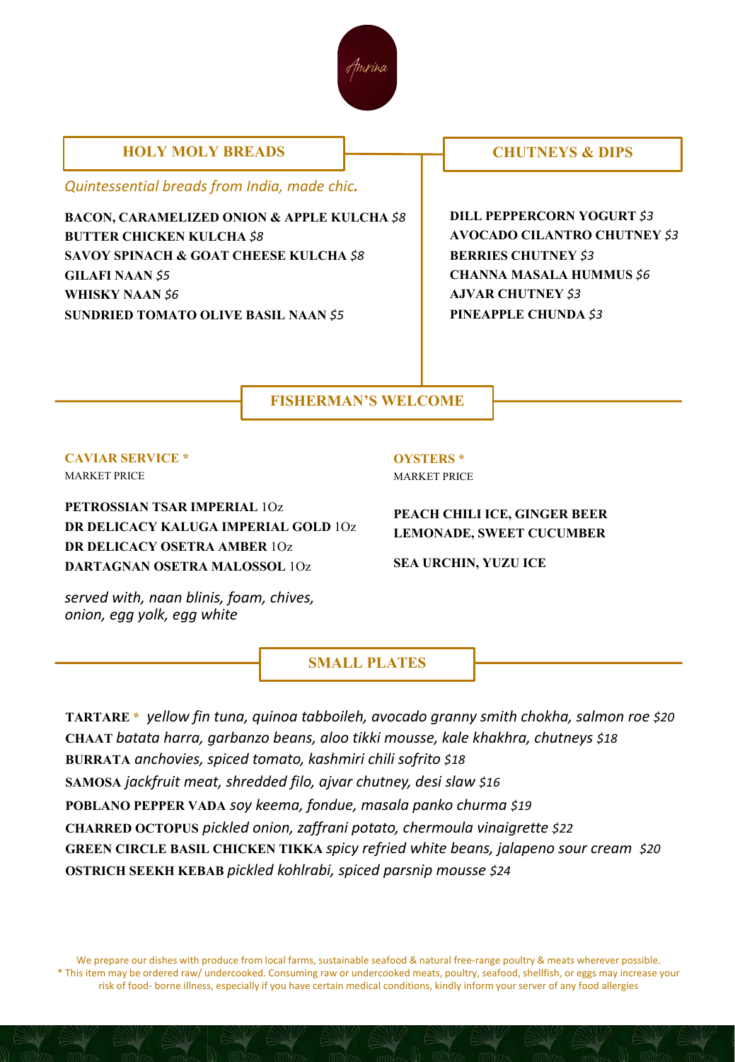Amrina

## HOLY MOLY BREADS

*Quintessential breads from India, made chic.*

**BACON, CARAMELIZED ONION & APPLE KULCHA** *$8*
**BUTTER CHICKEN KULCHA** *$8*
**SAVOY SPINACH & GOAT CHEESE KULCHA** *$8*
**GILAFI NAAN** *$5*
**WHISKY NAAN** *$6*
**SUNDRIED TOMATO OLIVE BASIL NAAN** *$5*

## CHUTNEYS & DIPS

**DILL PEPPERCORN YOGURT** *$3*
**AVOCADO CILANTRO CHUTNEY** *$3*
**BERRIES CHUTNEY** *$3*
**CHANNA MASALA HUMMUS** *$6*
**AJVAR CHUTNEY** *$3*
**PINEAPPLE CHUNDA** *$3*

## FISHERMAN'S WELCOME

### CAVIAR SERVICE *

MARKET PRICE

**PETROSSIAN TSAR IMPERIAL** 1Oz
**DR DELICACY KALUGA IMPERIAL GOLD** 1Oz
**DR DELICACY OSETRA AMBER** 1Oz
**DARTAGNAN OSETRA MALOSSOL** 1Oz

*served with, naan blinis, foam, chives, onion, egg yolk, egg white*

### OYSTERS *

MARKET PRICE

**PEACH CHILI ICE, GINGER BEER LEMONADE, SWEET CUCUMBER**

**SEA URCHIN, YUZU ICE**

## SMALL PLATES

**TARTARE** * *yellow fin tuna, quinoa tabboileh, avocado granny smith chokha, salmon roe $20*
**CHAAT** *batata harra, garbanzo beans, aloo tikki mousse, kale khakhra, chutneys $18*
**BURRATA** *anchovies, spiced tomato, kashmiri chili sofrito $18*
**SAMOSA** *jackfruit meat, shredded filo, ajvar chutney, desi slaw $16*
**POBLANO PEPPER VADA** *soy keema, fondue, masala panko churma $19*
**CHARRED OCTOPUS** *pickled onion, zaffrani potato, chermoula vinaigrette $22*
**GREEN CIRCLE BASIL CHICKEN TIKKA** *spicy refried white beans, jalapeno sour cream $20*
**OSTRICH SEEKH KEBAB** *pickled kohlrabi, spiced parsnip mousse $24*

We prepare our dishes with produce from local farms, sustainable seafood & natural free-range poultry & meats wherever possible.
* This item may be ordered raw/ undercooked. Consuming raw or undercooked meats, poultry, seafood, shellfish, or eggs may increase your risk of food- borne illness, especially if you have certain medical conditions, kindly inform your server of any food allergies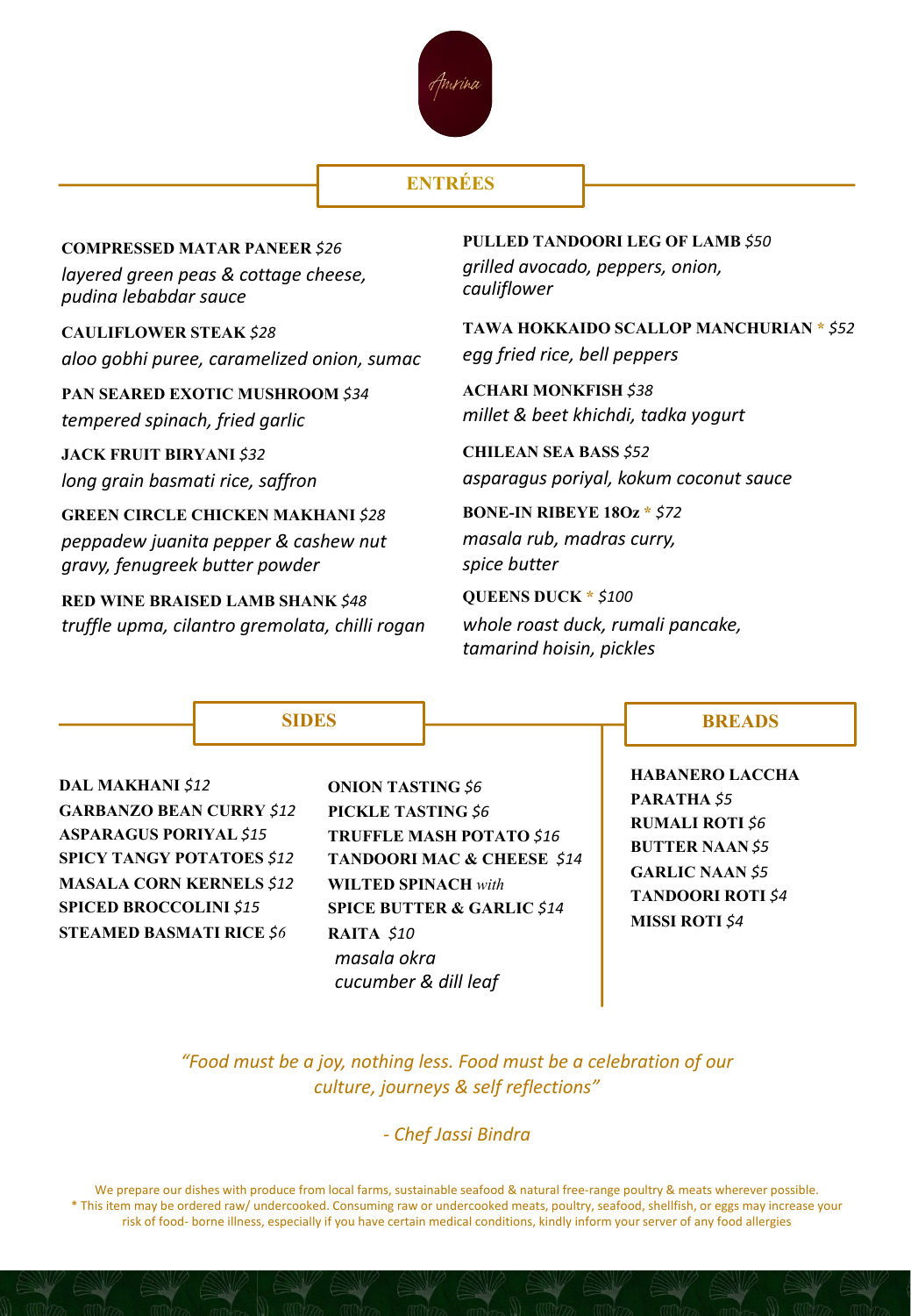Amrina

## ENTRÉES

**COMPRESSED MATAR PANEER** *$26*
*layered green peas & cottage cheese, pudina lebabdar sauce*

**CAULIFLOWER STEAK** *$28*
*aloo gobhi puree, caramelized onion, sumac*

**PAN SEARED EXOTIC MUSHROOM** *$34*
*tempered spinach, fried garlic*

**JACK FRUIT BIRYANI** *$32*
*long grain basmati rice, saffron*

**GREEN CIRCLE CHICKEN MAKHANI** *$28*
*peppadew juanita pepper & cashew nut gravy, fenugreek butter powder*

**RED WINE BRAISED LAMB SHANK** *$48*
*truffle upma, cilantro gremolata, chilli rogan*

**PULLED TANDOORI LEG OF LAMB** *$50*
*grilled avocado, peppers, onion, cauliflower*

**TAWA HOKKAIDO SCALLOP MANCHURIAN** * *$52*
*egg fried rice, bell peppers*

**ACHARI MONKFISH** *$38*
*millet & beet khichdi, tadka yogurt*

**CHILEAN SEA BASS** *$52*
*asparagus poriyal, kokum coconut sauce*

**BONE-IN RIBEYE 18Oz** * *$72*
*masala rub, madras curry, spice butter*

**QUEENS DUCK** * *$100*
*whole roast duck, rumali pancake, tamarind hoisin, pickles*

## SIDES

**DAL MAKHANI** *$12*
**GARBANZO BEAN CURRY** *$12*
**ASPARAGUS PORIYAL** *$15*
**SPICY TANGY POTATOES** *$12*
**MASALA CORN KERNELS** *$12*
**SPICED BROCCOLINI** *$15*
**STEAMED BASMATI RICE** *$6*

**ONION TASTING** *$6*
**PICKLE TASTING** *$6*
**TRUFFLE MASH POTATO** *$16*
**TANDOORI MAC & CHEESE** *$14*
**WILTED SPINACH** *with* **SPICE BUTTER & GARLIC** *$14*
**RAITA** *$10*
*masala okra*
*cucumber & dill leaf*

## BREADS

**HABANERO LACCHA PARATHA** *$5*
**RUMALI ROTI** *$6*
**BUTTER NAAN** *$5*
**GARLIC NAAN** *$5*
**TANDOORI ROTI** *$4*
**MISSI ROTI** *$4*

*"Food must be a joy, nothing less. Food must be a celebration of our culture, journeys & self reflections"*

*- Chef Jassi Bindra*

We prepare our dishes with produce from local farms, sustainable seafood & natural free-range poultry & meats wherever possible.
* This item may be ordered raw/ undercooked. Consuming raw or undercooked meats, poultry, seafood, shellfish, or eggs may increase your risk of food- borne illness, especially if you have certain medical conditions, kindly inform your server of any food allergies